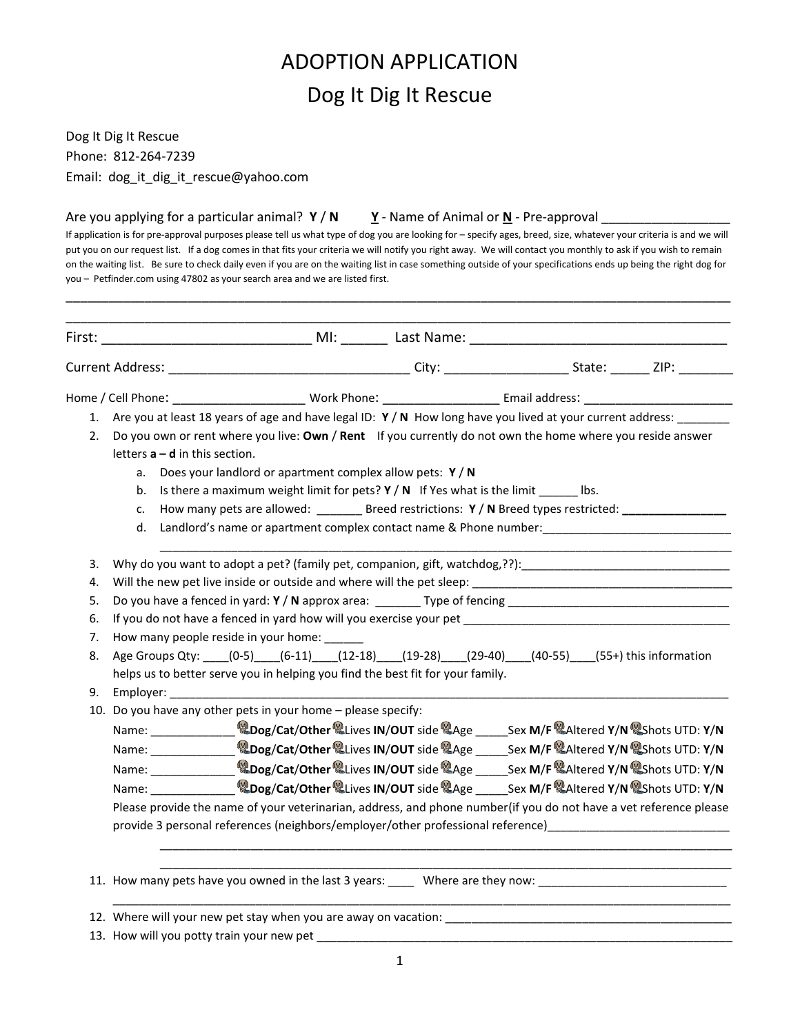# ADOPTION APPLICATION

## Dog It Dig It Rescue

Dog It Dig It Rescue
Phone: 812-264-7239
Email: dog_it_dig_it_rescue@yahoo.com

Are you applying for a particular animal? **Y** / **N**  **Y** - Name of Animal or **N** - Pre-approval ________________

If application is for pre-approval purposes please tell us what type of dog you are looking for – specify ages, breed, size, whatever your criteria is and we will put you on our request list. If a dog comes in that fits your criteria we will notify you right away. We will contact you monthly to ask if you wish to remain on the waiting list. Be sure to check daily even if you are on the waiting list in case something outside of your specifications ends up being the right dog for you – Petfinder.com using 47802 as your search area and we are listed first.

____________________________________________________________________________________________

____________________________________________________________________________________________

First: __________________________ MI: ______ Last Name: ________________________________

Current Address: _________________________________ City: ________________ State: _____ ZIP: _______

Home / Cell Phone: __________________ Work Phone: ________________ Email address: _____________________

1. Are you at least 18 years of age and have legal ID: **Y** / **N** How long have you lived at your current address: ________
2. Do you own or rent where you live: **Own** / **Rent** If you currently do not own the home where you reside answer letters **a – d** in this section.
   a. Does your landlord or apartment complex allow pets: **Y** / **N**
   b. Is there a maximum weight limit for pets? **Y** / **N** If Yes what is the limit ______ lbs.
   c. How many pets are allowed: _______ Breed restrictions: **Y** / **N** Breed types restricted: _______________
   d. Landlord's name or apartment complex contact name & Phone number:_____________________________
   ____________________________________________________________________________________
3. Why do you want to adopt a pet? (family pet, companion, gift, watchdog,??):________________________________
4. Will the new pet live inside or outside and where will the pet sleep: ________________________________________
5. Do you have a fenced in yard: **Y** / **N** approx area: _______ Type of fencing ________________________________
6. If you do not have a fenced in yard how will you exercise your pet ________________________________________
7. How many people reside in your home: ______
8. Age Groups Qty: ____(0-5)____(6-11)____(12-18)____(19-28)____(29-40)____(40-55)____(55+) this information helps us to better serve you in helping you find the best fit for your family.
9. Employer: _____________________________________________________________________________________
10. Do you have any other pets in your home – please specify:
    Name: ____________ **Dog**/**Cat**/**Other** Lives **IN**/**OUT** side Age _____Sex **M**/**F** Altered **Y**/**N** Shots UTD: **Y**/**N**
    Name: ____________ **Dog**/**Cat**/**Other** Lives **IN**/**OUT** side Age _____Sex **M**/**F** Altered **Y**/**N** Shots UTD: **Y**/**N**
    Name: ____________ **Dog**/**Cat**/**Other** Lives **IN**/**OUT** side Age _____Sex **M**/**F** Altered **Y**/**N** Shots UTD: **Y**/**N**
    Name: ____________ **Dog**/**Cat**/**Other** Lives **IN**/**OUT** side Age _____Sex **M**/**F** Altered **Y**/**N** Shots UTD: **Y**/**N**
    Please provide the name of your veterinarian, address, and phone number(if you do not have a vet reference please provide 3 personal references (neighbors/employer/other professional reference)__________________________
    ____________________________________________________________________________________
    ____________________________________________________________________________________
11. How many pets have you owned in the last 3 years: ____ Where are they now: _____________________________
    ____________________________________________________________________________________
12. Where will your new pet stay when you are away on vacation: ___________________________________________
13. How will you potty train your new pet _________________________________________________________________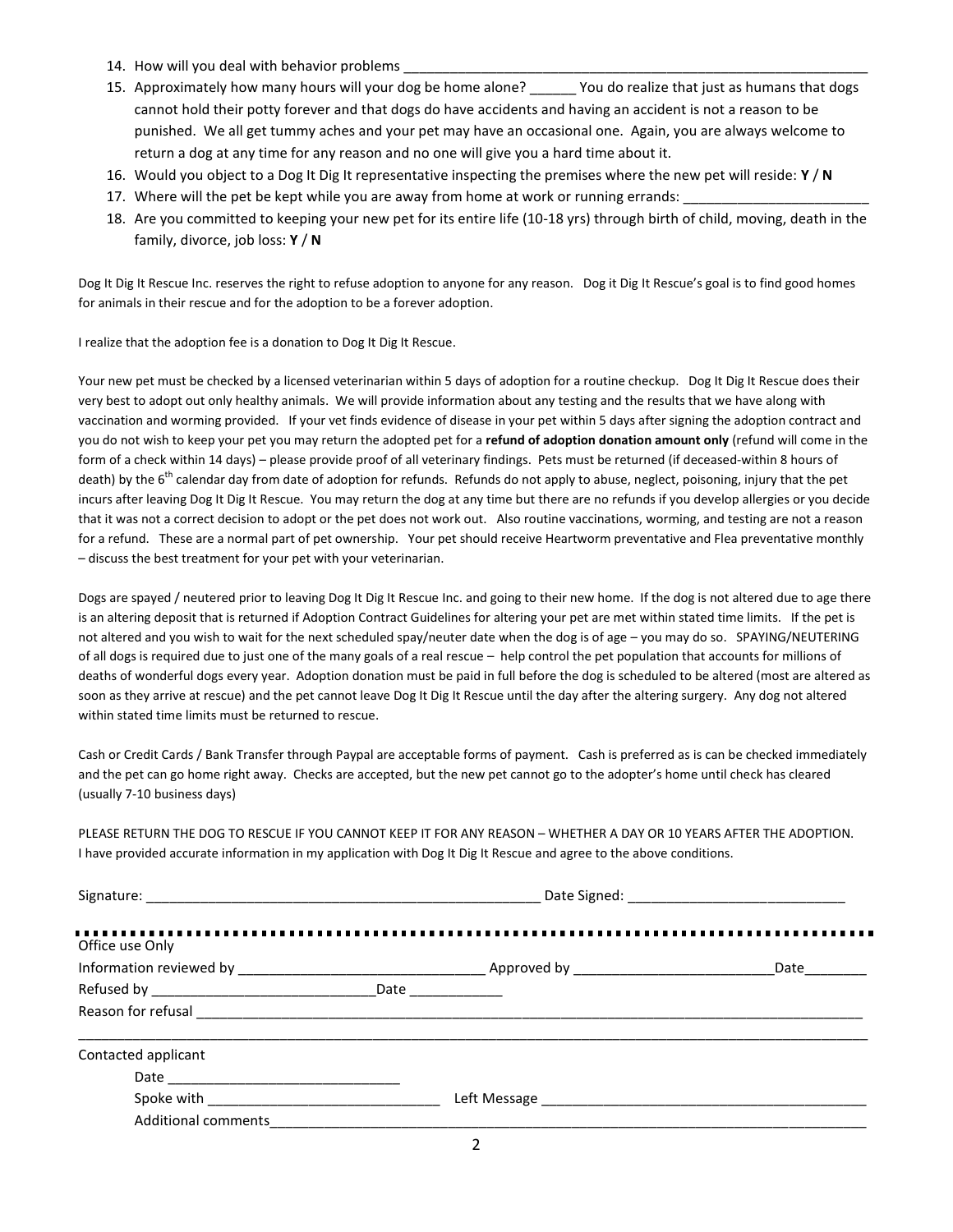14. How will you deal with behavior problems ___________________________________________________________
15. Approximately how many hours will your dog be home alone? ______ You do realize that just as humans that dogs cannot hold their potty forever and that dogs do have accidents and having an accident is not a reason to be punished. We all get tummy aches and your pet may have an occasional one. Again, you are always welcome to return a dog at any time for any reason and no one will give you a hard time about it.
16. Would you object to a Dog It Dig It representative inspecting the premises where the new pet will reside: **Y** / **N**
17. Where will the pet be kept while you are away from home at work or running errands: ________________________
18. Are you committed to keeping your new pet for its entire life (10-18 yrs) through birth of child, moving, death in the family, divorce, job loss: **Y** / **N**

Dog It Dig It Rescue Inc. reserves the right to refuse adoption to anyone for any reason. Dog it Dig It Rescue's goal is to find good homes for animals in their rescue and for the adoption to be a forever adoption.

I realize that the adoption fee is a donation to Dog It Dig It Rescue.

Your new pet must be checked by a licensed veterinarian within 5 days of adoption for a routine checkup. Dog It Dig It Rescue does their very best to adopt out only healthy animals. We will provide information about any testing and the results that we have along with vaccination and worming provided. If your vet finds evidence of disease in your pet within 5 days after signing the adoption contract and you do not wish to keep your pet you may return the adopted pet for a **refund of adoption donation amount only** (refund will come in the form of a check within 14 days) – please provide proof of all veterinary findings. Pets must be returned (if deceased-within 8 hours of death) by the 6th calendar day from date of adoption for refunds. Refunds do not apply to abuse, neglect, poisoning, injury that the pet incurs after leaving Dog It Dig It Rescue. You may return the dog at any time but there are no refunds if you develop allergies or you decide that it was not a correct decision to adopt or the pet does not work out. Also routine vaccinations, worming, and testing are not a reason for a refund. These are a normal part of pet ownership. Your pet should receive Heartworm preventative and Flea preventative monthly – discuss the best treatment for your pet with your veterinarian.

Dogs are spayed / neutered prior to leaving Dog It Dig It Rescue Inc. and going to their new home. If the dog is not altered due to age there is an altering deposit that is returned if Adoption Contract Guidelines for altering your pet are met within stated time limits. If the pet is not altered and you wish to wait for the next scheduled spay/neuter date when the dog is of age – you may do so. SPAYING/NEUTERING of all dogs is required due to just one of the many goals of a real rescue – help control the pet population that accounts for millions of deaths of wonderful dogs every year. Adoption donation must be paid in full before the dog is scheduled to be altered (most are altered as soon as they arrive at rescue) and the pet cannot leave Dog It Dig It Rescue until the day after the altering surgery. Any dog not altered within stated time limits must be returned to rescue.

Cash or Credit Cards / Bank Transfer through Paypal are acceptable forms of payment. Cash is preferred as is can be checked immediately and the pet can go home right away. Checks are accepted, but the new pet cannot go to the adopter's home until check has cleared (usually 7-10 business days)

PLEASE RETURN THE DOG TO RESCUE IF YOU CANNOT KEEP IT FOR ANY REASON – WHETHER A DAY OR 10 YEARS AFTER THE ADOPTION.
I have provided accurate information in my application with Dog It Dig It Rescue and agree to the above conditions.

Signature: ______________________________________________ Date Signed: ___________________________

---

Office use Only

Information reviewed by ______________________________ Approved by ________________________ Date________

Refused by ____________________________ Date ____________

Reason for refusal ______________________________________________________________________________

______________________________________________________________________________________________

Contacted applicant

Date ______________________________

Spoke with ____________________________ Left Message ________________________________________

Additional comments_______________________________________________________________________________